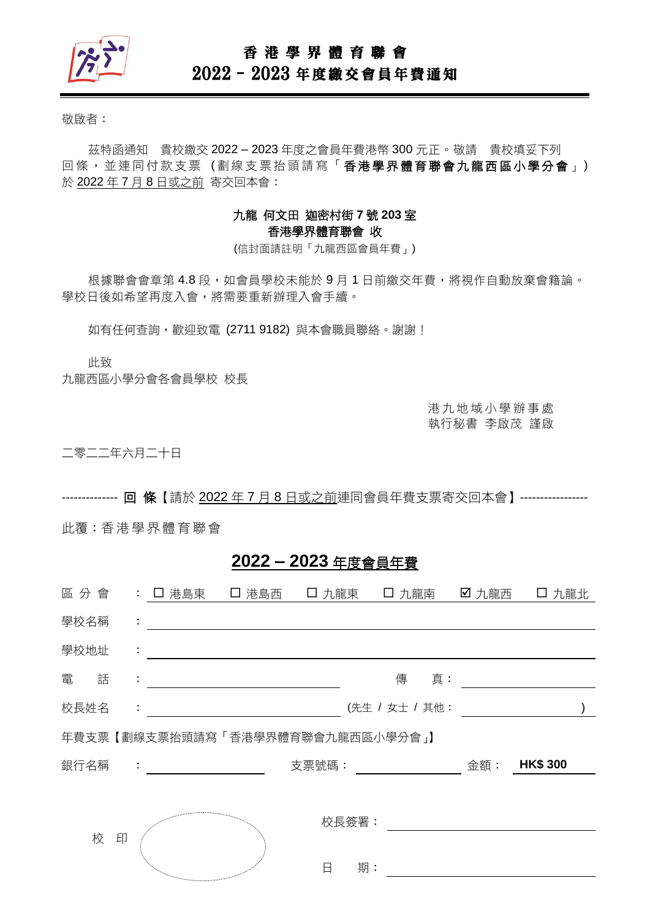# 香港學界體育聯會
## 2022 – 2023 年度繳交會員年費通知

敬啟者：

茲特函通知　貴校繳交 2022 – 2023 年度之會員年費港幣 300 元正。敬請　貴校填妥下列回條，並連同付款支票（劃線支票抬頭請寫「**香港學界體育聯會九龍西區小學分會**」）於 2022 年 7 月 8 日或之前 寄交回本會：

**九龍 何文田 迦密村街 7 號 203 室**
**香港學界體育聯會 收**
(信封面請註明「九龍西區會員年費」)

根據聯會會章第 4.8 段，如會員學校未能於 9 月 1 日前繳交年費，將視作自動放棄會籍論。學校日後如希望再度入會，將需要重新辦理入會手續。

如有任何查詢，歡迎致電 (2711 9182) 與本會職員聯絡。謝謝！

此致
九龍西區小學分會各會員學校 校長

港九地域小學辦事處
執行秘書 李啟茂 謹啟

二零二二年六月二十日

-------------- **回 條**【請於 2022 年 7 月 8 日或之前連同會員年費支票寄交回本會】-----------------

此覆：香港學界體育聯會

## 2022 – 2023 年度會員年費

區 分 會 ： ☐ 港島東　☐ 港島西　☐ 九龍東　☐ 九龍南　☑ 九龍西　☐ 九龍北

學校名稱 ： ____________________

學校地址 ： ____________________

電　　話 ： ____________________　　傳　　真： ____________________

校長姓名 ： ____________________ (先生 / 女士 / 其他： ____________________ )

年費支票【劃線支票抬頭請寫「香港學界體育聯會九龍西區小學分會」】

銀行名稱 ： ____________________　支票號碼： ____________________　金額： **HK$ 300**

校 印

校長簽署： ____________________

日　　期： ____________________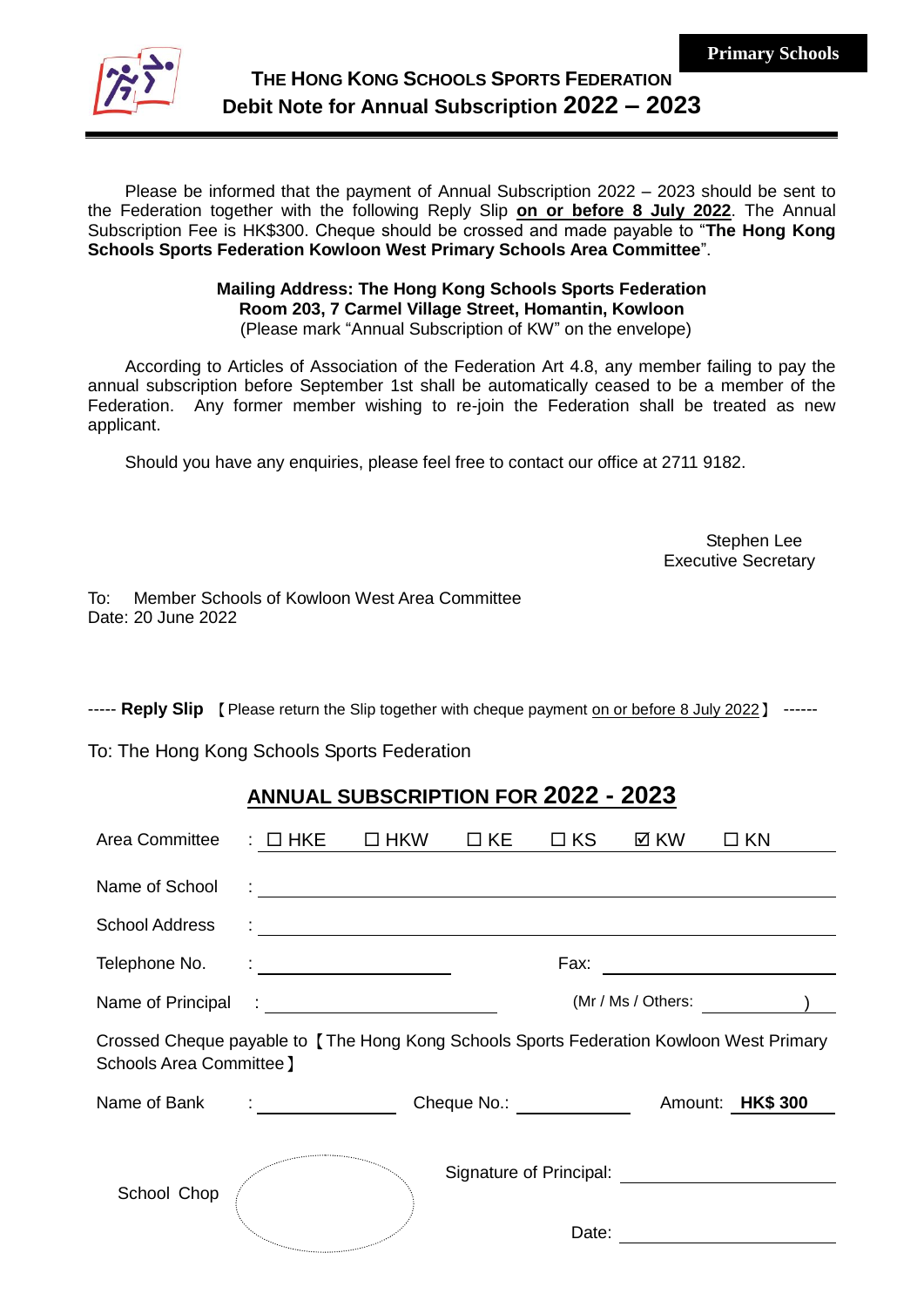**Primary Schools**

# THE HONG KONG SCHOOLS SPORTS FEDERATION
## Debit Note for Annual Subscription 2022 – 2023

Please be informed that the payment of Annual Subscription 2022 – 2023 should be sent to the Federation together with the following Reply Slip **on or before 8 July 2022**. The Annual Subscription Fee is HK$300. Cheque should be crossed and made payable to "**The Hong Kong Schools Sports Federation Kowloon West Primary Schools Area Committee**".

**Mailing Address: The Hong Kong Schools Sports Federation**
**Room 203, 7 Carmel Village Street, Homantin, Kowloon**
(Please mark "Annual Subscription of KW" on the envelope)

According to Articles of Association of the Federation Art 4.8, any member failing to pay the annual subscription before September 1st shall be automatically ceased to be a member of the Federation. Any former member wishing to re-join the Federation shall be treated as new applicant.

Should you have any enquiries, please feel free to contact our office at 2711 9182.

Stephen Lee
Executive Secretary

To: Member Schools of Kowloon West Area Committee
Date: 20 June 2022

----- **Reply Slip** 【Please return the Slip together with cheque payment on or before 8 July 2022】 ------

To: The Hong Kong Schools Sports Federation

## ANNUAL SUBSCRIPTION FOR 2022 - 2023

Area Committee : ☐ HKE ☐ HKW ☐ KE ☐ KS ☑ KW ☐ KN

Name of School : ____________________

School Address : ____________________

Telephone No. : ____________ Fax: ____________

Name of Principal : ____________ (Mr / Ms / Others: ________ )

Crossed Cheque payable to【The Hong Kong Schools Sports Federation Kowloon West Primary Schools Area Committee】

Name of Bank : ____________ Cheque No.: ____________ Amount: **HK$ 300**

School Chop

Signature of Principal: ____________

Date: ____________